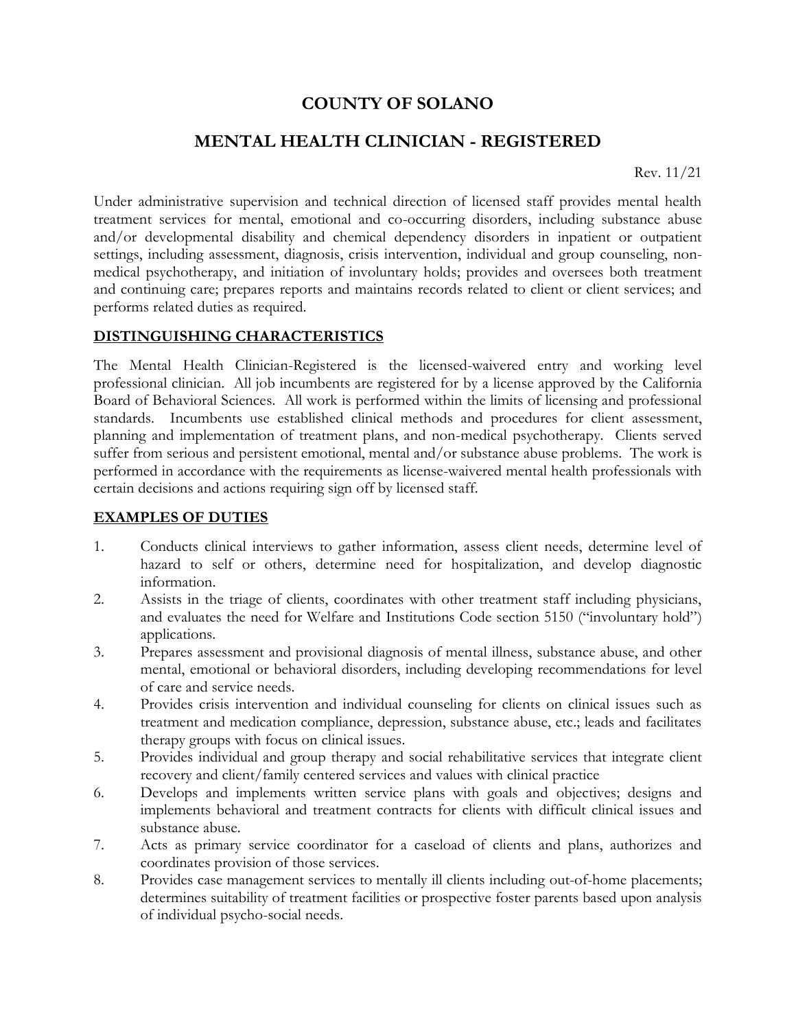# COUNTY OF SOLANO

## MENTAL HEALTH CLINICIAN - REGISTERED

Rev. 11/21

Under administrative supervision and technical direction of licensed staff provides mental health treatment services for mental, emotional and co-occurring disorders, including substance abuse and/or developmental disability and chemical dependency disorders in inpatient or outpatient settings, including assessment, diagnosis, crisis intervention, individual and group counseling, non-medical psychotherapy, and initiation of involuntary holds; provides and oversees both treatment and continuing care; prepares reports and maintains records related to client or client services; and performs related duties as required.

### DISTINGUISHING CHARACTERISTICS

The Mental Health Clinician-Registered is the licensed-waivered entry and working level professional clinician. All job incumbents are registered for by a license approved by the California Board of Behavioral Sciences. All work is performed within the limits of licensing and professional standards. Incumbents use established clinical methods and procedures for client assessment, planning and implementation of treatment plans, and non-medical psychotherapy. Clients served suffer from serious and persistent emotional, mental and/or substance abuse problems. The work is performed in accordance with the requirements as license-waivered mental health professionals with certain decisions and actions requiring sign off by licensed staff.

### EXAMPLES OF DUTIES

1. Conducts clinical interviews to gather information, assess client needs, determine level of hazard to self or others, determine need for hospitalization, and develop diagnostic information.
2. Assists in the triage of clients, coordinates with other treatment staff including physicians, and evaluates the need for Welfare and Institutions Code section 5150 ("involuntary hold") applications.
3. Prepares assessment and provisional diagnosis of mental illness, substance abuse, and other mental, emotional or behavioral disorders, including developing recommendations for level of care and service needs.
4. Provides crisis intervention and individual counseling for clients on clinical issues such as treatment and medication compliance, depression, substance abuse, etc.; leads and facilitates therapy groups with focus on clinical issues.
5. Provides individual and group therapy and social rehabilitative services that integrate client recovery and client/family centered services and values with clinical practice
6. Develops and implements written service plans with goals and objectives; designs and implements behavioral and treatment contracts for clients with difficult clinical issues and substance abuse.
7. Acts as primary service coordinator for a caseload of clients and plans, authorizes and coordinates provision of those services.
8. Provides case management services to mentally ill clients including out-of-home placements; determines suitability of treatment facilities or prospective foster parents based upon analysis of individual psycho-social needs.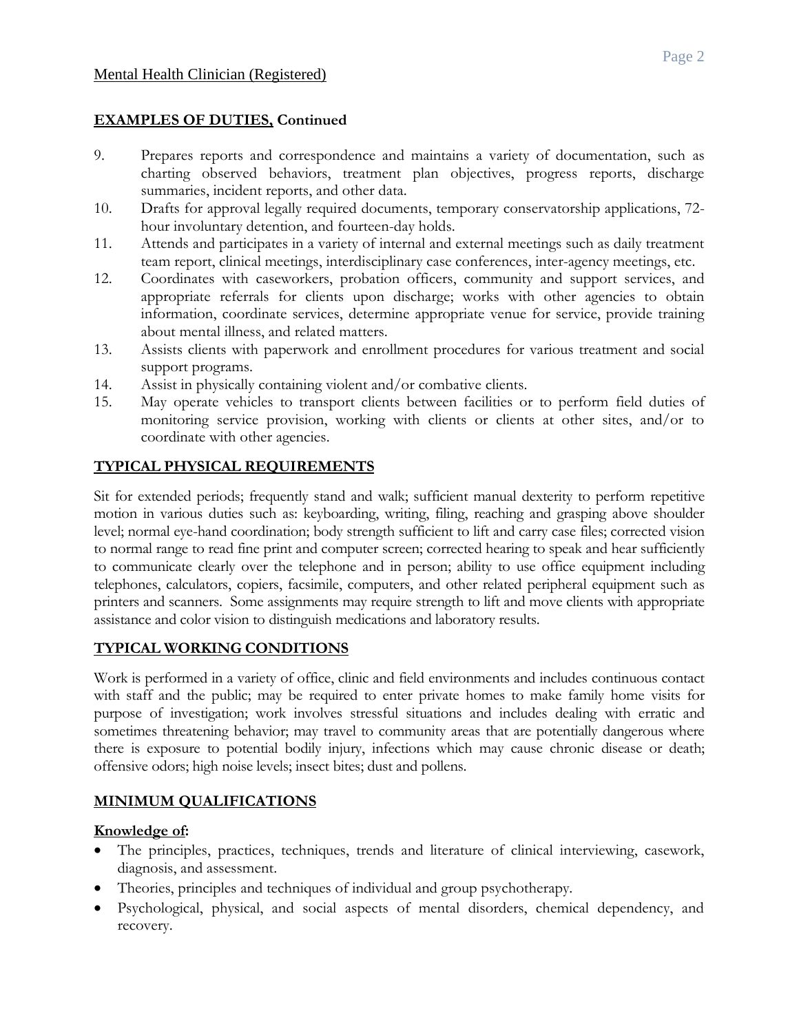Mental Health Clinician (Registered)

**EXAMPLES OF DUTIES, Continued**

9. Prepares reports and correspondence and maintains a variety of documentation, such as charting observed behaviors, treatment plan objectives, progress reports, discharge summaries, incident reports, and other data.
10. Drafts for approval legally required documents, temporary conservatorship applications, 72-hour involuntary detention, and fourteen-day holds.
11. Attends and participates in a variety of internal and external meetings such as daily treatment team report, clinical meetings, interdisciplinary case conferences, inter-agency meetings, etc.
12. Coordinates with caseworkers, probation officers, community and support services, and appropriate referrals for clients upon discharge; works with other agencies to obtain information, coordinate services, determine appropriate venue for service, provide training about mental illness, and related matters.
13. Assists clients with paperwork and enrollment procedures for various treatment and social support programs.
14. Assist in physically containing violent and/or combative clients.
15. May operate vehicles to transport clients between facilities or to perform field duties of monitoring service provision, working with clients or clients at other sites, and/or to coordinate with other agencies.

## TYPICAL PHYSICAL REQUIREMENTS

Sit for extended periods; frequently stand and walk; sufficient manual dexterity to perform repetitive motion in various duties such as: keyboarding, writing, filing, reaching and grasping above shoulder level; normal eye-hand coordination; body strength sufficient to lift and carry case files; corrected vision to normal range to read fine print and computer screen; corrected hearing to speak and hear sufficiently to communicate clearly over the telephone and in person; ability to use office equipment including telephones, calculators, copiers, facsimile, computers, and other related peripheral equipment such as printers and scanners. Some assignments may require strength to lift and move clients with appropriate assistance and color vision to distinguish medications and laboratory results.

## TYPICAL WORKING CONDITIONS

Work is performed in a variety of office, clinic and field environments and includes continuous contact with staff and the public; may be required to enter private homes to make family home visits for purpose of investigation; work involves stressful situations and includes dealing with erratic and sometimes threatening behavior; may travel to community areas that are potentially dangerous where there is exposure to potential bodily injury, infections which may cause chronic disease or death; offensive odors; high noise levels; insect bites; dust and pollens.

## MINIMUM QUALIFICATIONS

**Knowledge of:**

- The principles, practices, techniques, trends and literature of clinical interviewing, casework, diagnosis, and assessment.
- Theories, principles and techniques of individual and group psychotherapy.
- Psychological, physical, and social aspects of mental disorders, chemical dependency, and recovery.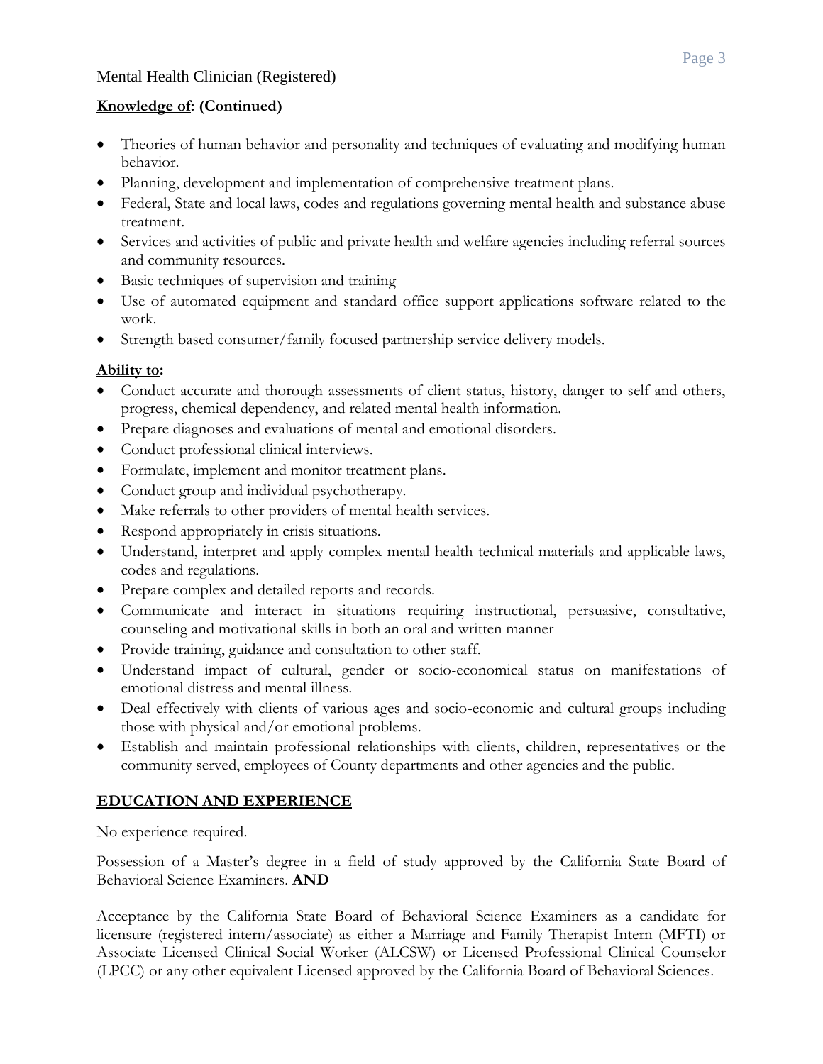Mental Health Clinician (Registered)

**Knowledge of: (Continued)**

- Theories of human behavior and personality and techniques of evaluating and modifying human behavior.
- Planning, development and implementation of comprehensive treatment plans.
- Federal, State and local laws, codes and regulations governing mental health and substance abuse treatment.
- Services and activities of public and private health and welfare agencies including referral sources and community resources.
- Basic techniques of supervision and training
- Use of automated equipment and standard office support applications software related to the work.
- Strength based consumer/family focused partnership service delivery models.

**Ability to:**

- Conduct accurate and thorough assessments of client status, history, danger to self and others, progress, chemical dependency, and related mental health information.
- Prepare diagnoses and evaluations of mental and emotional disorders.
- Conduct professional clinical interviews.
- Formulate, implement and monitor treatment plans.
- Conduct group and individual psychotherapy.
- Make referrals to other providers of mental health services.
- Respond appropriately in crisis situations.
- Understand, interpret and apply complex mental health technical materials and applicable laws, codes and regulations.
- Prepare complex and detailed reports and records.
- Communicate and interact in situations requiring instructional, persuasive, consultative, counseling and motivational skills in both an oral and written manner
- Provide training, guidance and consultation to other staff.
- Understand impact of cultural, gender or socio-economical status on manifestations of emotional distress and mental illness.
- Deal effectively with clients of various ages and socio-economic and cultural groups including those with physical and/or emotional problems.
- Establish and maintain professional relationships with clients, children, representatives or the community served, employees of County departments and other agencies and the public.

## EDUCATION AND EXPERIENCE

No experience required.

Possession of a Master's degree in a field of study approved by the California State Board of Behavioral Science Examiners. **AND**

Acceptance by the California State Board of Behavioral Science Examiners as a candidate for licensure (registered intern/associate) as either a Marriage and Family Therapist Intern (MFTI) or Associate Licensed Clinical Social Worker (ALCSW) or Licensed Professional Clinical Counselor (LPCC) or any other equivalent Licensed approved by the California Board of Behavioral Sciences.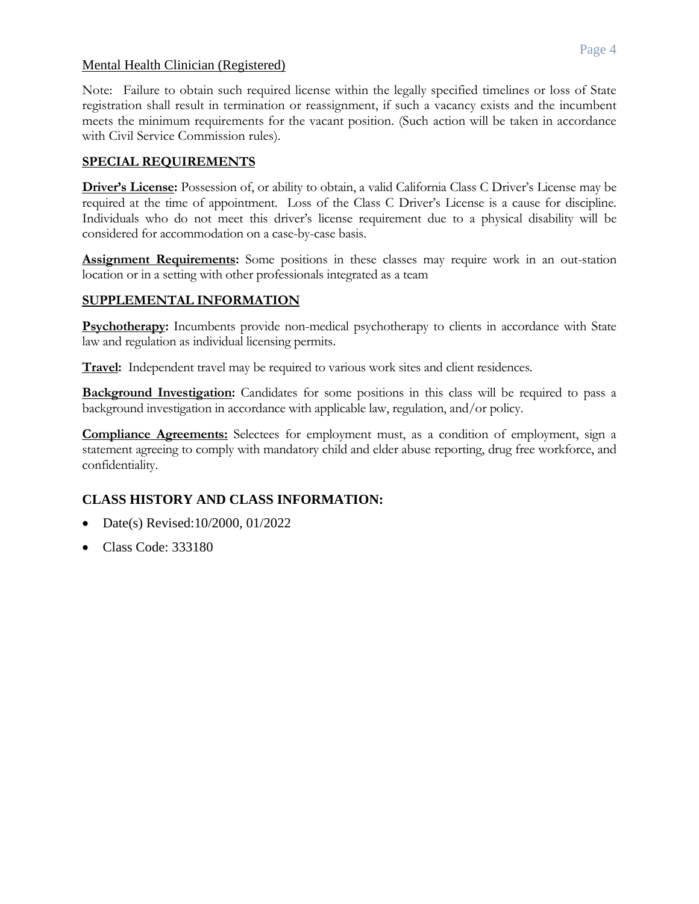Mental Health Clinician (Registered)

Note: Failure to obtain such required license within the legally specified timelines or loss of State registration shall result in termination or reassignment, if such a vacancy exists and the incumbent meets the minimum requirements for the vacant position. (Such action will be taken in accordance with Civil Service Commission rules).

## SPECIAL REQUIREMENTS

**Driver's License:** Possession of, or ability to obtain, a valid California Class C Driver's License may be required at the time of appointment. Loss of the Class C Driver's License is a cause for discipline. Individuals who do not meet this driver's license requirement due to a physical disability will be considered for accommodation on a case-by-case basis.

**Assignment Requirements:** Some positions in these classes may require work in an out-station location or in a setting with other professionals integrated as a team

## SUPPLEMENTAL INFORMATION

**Psychotherapy:** Incumbents provide non-medical psychotherapy to clients in accordance with State law and regulation as individual licensing permits.

**Travel:** Independent travel may be required to various work sites and client residences.

**Background Investigation:** Candidates for some positions in this class will be required to pass a background investigation in accordance with applicable law, regulation, and/or policy.

**Compliance Agreements:** Selectees for employment must, as a condition of employment, sign a statement agreeing to comply with mandatory child and elder abuse reporting, drug free workforce, and confidentiality.

## CLASS HISTORY AND CLASS INFORMATION:

- Date(s) Revised:10/2000, 01/2022
- Class Code: 333180